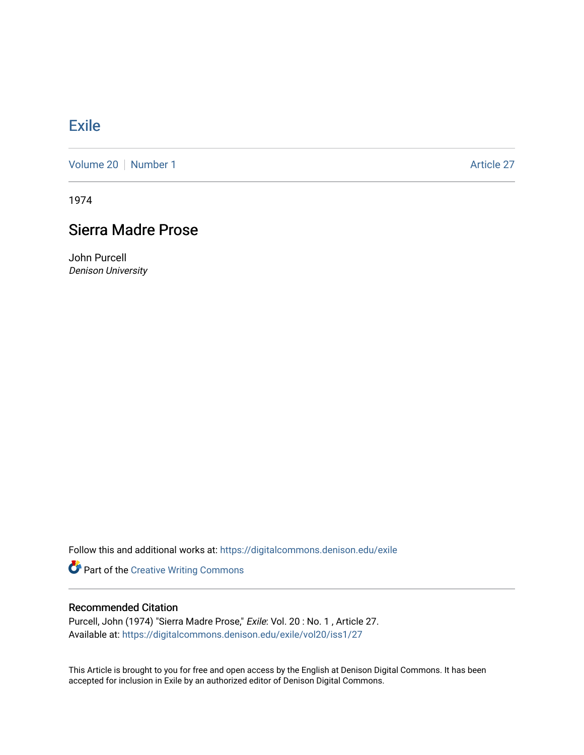# Exile

Volume 20 | Number 1 Article 27

1974

## Sierra Madre Prose

John Purcell
*Denison University*

Follow this and additional works at: https://digitalcommons.denison.edu/exile

Part of the Creative Writing Commons

### Recommended Citation

Purcell, John (1974) "Sierra Madre Prose," *Exile*: Vol. 20 : No. 1 , Article 27.
Available at: https://digitalcommons.denison.edu/exile/vol20/iss1/27

This Article is brought to you for free and open access by the English at Denison Digital Commons. It has been accepted for inclusion in Exile by an authorized editor of Denison Digital Commons.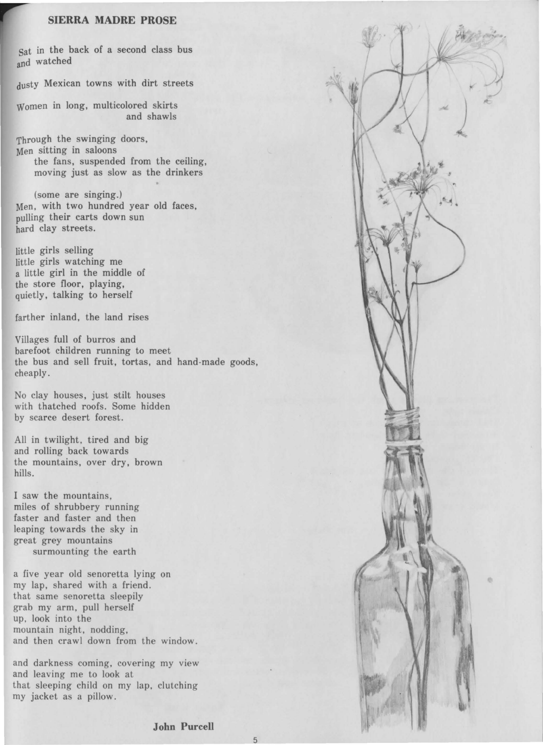## SIERRA MADRE PROSE

Sat in the back of a second class bus
and watched

dusty Mexican towns with dirt streets

Women in long, multicolored skirts
and shawls

Through the swinging doors,
Men sitting in saloons
the fans, suspended from the ceiling,
moving just as slow as the drinkers

(some are singing.)
Men, with two hundred year old faces,
pulling their carts down sun
hard clay streets.

little girls selling
little girls watching me
a little girl in the middle of
the store floor, playing,
quietly, talking to herself

farther inland, the land rises

Villages full of burros and
barefoot children running to meet
the bus and sell fruit, tortas, and hand-made goods,
cheaply.

No clay houses, just stilt houses
with thatched roofs. Some hidden
by scarce desert forest.

All in twilight, tired and big
and rolling back towards
the mountains, over dry, brown
hills.

I saw the mountains,
miles of shrubbery running
faster and faster and then
leaping towards the sky in
great grey mountains
surmounting the earth

a five year old senoretta lying on
my lap, shared with a friend.
that same senoretta sleepily
grab my arm, pull herself
up, look into the
mountain night, nodding,
and then crawl down from the window.

and darkness coming, covering my view
and leaving me to look at
that sleeping child on my lap, clutching
my jacket as a pillow.

**John Purcell**